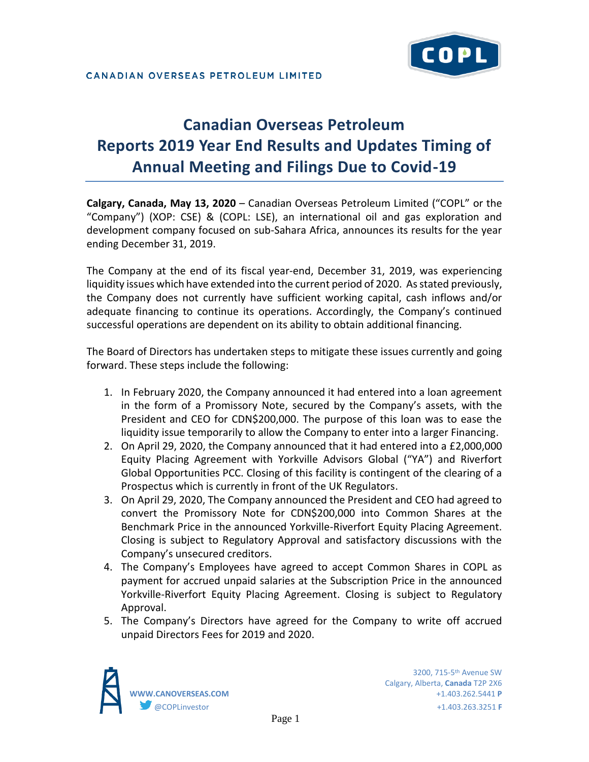CANADIAN OVERSEAS PETROLEUM LIMITED

# Canadian Overseas Petroleum Reports 2019 Year End Results and Updates Timing of Annual Meeting and Filings Due to Covid-19

**Calgary, Canada, May 13, 2020** – Canadian Overseas Petroleum Limited ("COPL" or the "Company") (XOP: CSE) & (COPL: LSE), an international oil and gas exploration and development company focused on sub-Sahara Africa, announces its results for the year ending December 31, 2019.

The Company at the end of its fiscal year-end, December 31, 2019, was experiencing liquidity issues which have extended into the current period of 2020. As stated previously, the Company does not currently have sufficient working capital, cash inflows and/or adequate financing to continue its operations. Accordingly, the Company's continued successful operations are dependent on its ability to obtain additional financing.

The Board of Directors has undertaken steps to mitigate these issues currently and going forward. These steps include the following:

1. In February 2020, the Company announced it had entered into a loan agreement in the form of a Promissory Note, secured by the Company's assets, with the President and CEO for CDN$200,000. The purpose of this loan was to ease the liquidity issue temporarily to allow the Company to enter into a larger Financing.
2. On April 29, 2020, the Company announced that it had entered into a £2,000,000 Equity Placing Agreement with Yorkville Advisors Global ("YA") and Riverfort Global Opportunities PCC. Closing of this facility is contingent of the clearing of a Prospectus which is currently in front of the UK Regulators.
3. On April 29, 2020, The Company announced the President and CEO had agreed to convert the Promissory Note for CDN$200,000 into Common Shares at the Benchmark Price in the announced Yorkville-Riverfort Equity Placing Agreement. Closing is subject to Regulatory Approval and satisfactory discussions with the Company's unsecured creditors.
4. The Company's Employees have agreed to accept Common Shares in COPL as payment for accrued unpaid salaries at the Subscription Price in the announced Yorkville-Riverfort Equity Placing Agreement. Closing is subject to Regulatory Approval.
5. The Company's Directors have agreed for the Company to write off accrued unpaid Directors Fees for 2019 and 2020.

WWW.CANOVERSEAS.COM
@COPLinvestor

3200, 715-5th Avenue SW
Calgary, Alberta, **Canada** T2P 2X6
+1.403.262.5441 **P**
+1.403.263.3251 **F**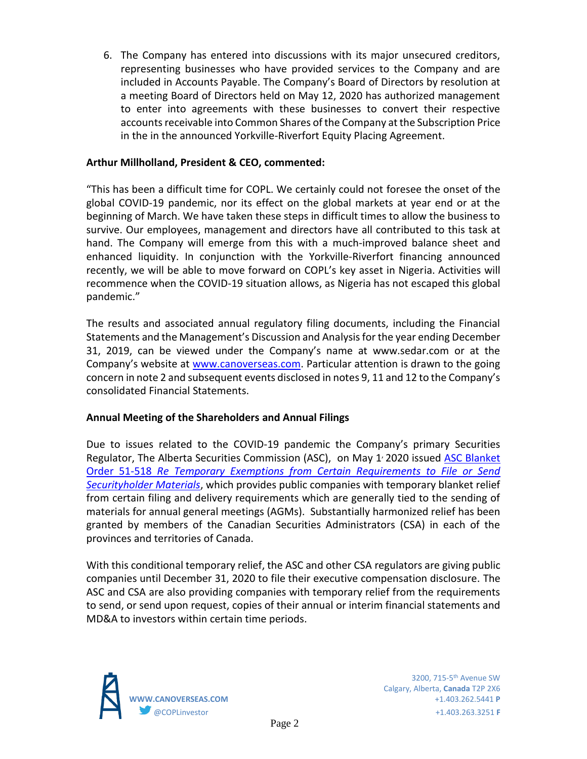6. The Company has entered into discussions with its major unsecured creditors, representing businesses who have provided services to the Company and are included in Accounts Payable. The Company's Board of Directors by resolution at a meeting Board of Directors held on May 12, 2020 has authorized management to enter into agreements with these businesses to convert their respective accounts receivable into Common Shares of the Company at the Subscription Price in the in the announced Yorkville-Riverfort Equity Placing Agreement.

**Arthur Millholland, President & CEO, commented:**

"This has been a difficult time for COPL. We certainly could not foresee the onset of the global COVID-19 pandemic, nor its effect on the global markets at year end or at the beginning of March. We have taken these steps in difficult times to allow the business to survive. Our employees, management and directors have all contributed to this task at hand. The Company will emerge from this with a much-improved balance sheet and enhanced liquidity. In conjunction with the Yorkville-Riverfort financing announced recently, we will be able to move forward on COPL's key asset in Nigeria. Activities will recommence when the COVID-19 situation allows, as Nigeria has not escaped this global pandemic."

The results and associated annual regulatory filing documents, including the Financial Statements and the Management's Discussion and Analysis for the year ending December 31, 2019, can be viewed under the Company's name at www.sedar.com or at the Company's website at www.canoverseas.com. Particular attention is drawn to the going concern in note 2 and subsequent events disclosed in notes 9, 11 and 12 to the Company's consolidated Financial Statements.

**Annual Meeting of the Shareholders and Annual Filings**

Due to issues related to the COVID-19 pandemic the Company's primary Securities Regulator, The Alberta Securities Commission (ASC), on May 1, 2020 issued ASC Blanket Order 51-518 *Re Temporary Exemptions from Certain Requirements to File or Send Securityholder Materials*, which provides public companies with temporary blanket relief from certain filing and delivery requirements which are generally tied to the sending of materials for annual general meetings (AGMs). Substantially harmonized relief has been granted by members of the Canadian Securities Administrators (CSA) in each of the provinces and territories of Canada.

With this conditional temporary relief, the ASC and other CSA regulators are giving public companies until December 31, 2020 to file their executive compensation disclosure. The ASC and CSA are also providing companies with temporary relief from the requirements to send, or send upon request, copies of their annual or interim financial statements and MD&A to investors within certain time periods.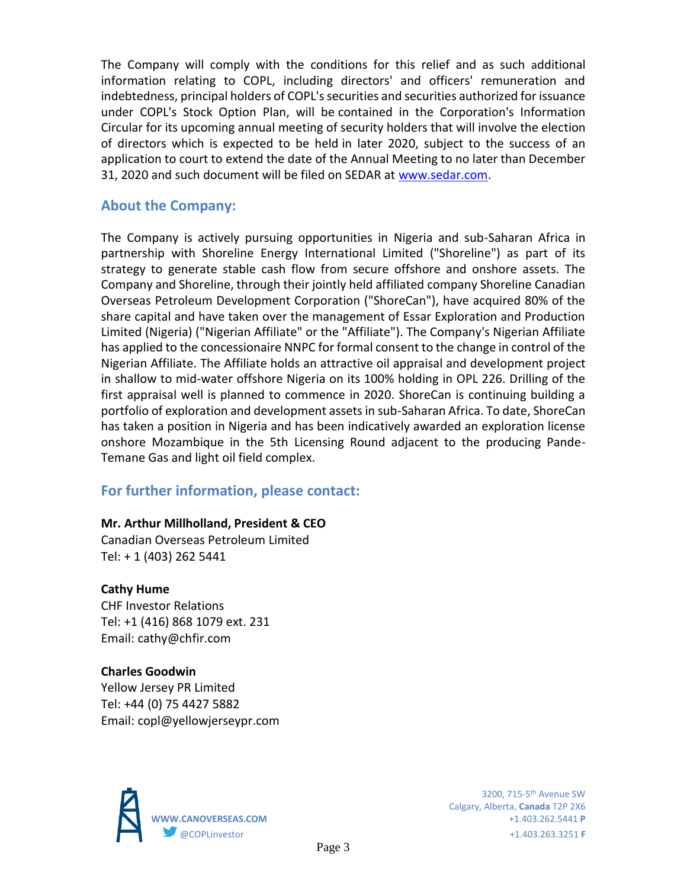The Company will comply with the conditions for this relief and as such additional information relating to COPL, including directors' and officers' remuneration and indebtedness, principal holders of COPL's securities and securities authorized for issuance under COPL's Stock Option Plan, will be contained in the Corporation's Information Circular for its upcoming annual meeting of security holders that will involve the election of directors which is expected to be held in later 2020, subject to the success of an application to court to extend the date of the Annual Meeting to no later than December 31, 2020 and such document will be filed on SEDAR at www.sedar.com.

## About the Company:

The Company is actively pursuing opportunities in Nigeria and sub-Saharan Africa in partnership with Shoreline Energy International Limited ("Shoreline") as part of its strategy to generate stable cash flow from secure offshore and onshore assets. The Company and Shoreline, through their jointly held affiliated company Shoreline Canadian Overseas Petroleum Development Corporation ("ShoreCan"), have acquired 80% of the share capital and have taken over the management of Essar Exploration and Production Limited (Nigeria) ("Nigerian Affiliate" or the "Affiliate"). The Company's Nigerian Affiliate has applied to the concessionaire NNPC for formal consent to the change in control of the Nigerian Affiliate. The Affiliate holds an attractive oil appraisal and development project in shallow to mid-water offshore Nigeria on its 100% holding in OPL 226. Drilling of the first appraisal well is planned to commence in 2020. ShoreCan is continuing building a portfolio of exploration and development assets in sub-Saharan Africa. To date, ShoreCan has taken a position in Nigeria and has been indicatively awarded an exploration license onshore Mozambique in the 5th Licensing Round adjacent to the producing Pande-Temane Gas and light oil field complex.

## For further information, please contact:

**Mr. Arthur Millholland, President & CEO**
Canadian Overseas Petroleum Limited
Tel: + 1 (403) 262 5441

**Cathy Hume**
CHF Investor Relations
Tel: +1 (416) 868 1079 ext. 231
Email: cathy@chfir.com

**Charles Goodwin**
Yellow Jersey PR Limited
Tel: +44 (0) 75 4427 5882
Email: copl@yellowjerseypr.com

WWW.CANOVERSEAS.COM
@COPLinvestor

3200, 715-5th Avenue SW
Calgary, Alberta, **Canada** T2P 2X6
+1.403.262.5441 **P**
+1.403.263.3251 **F**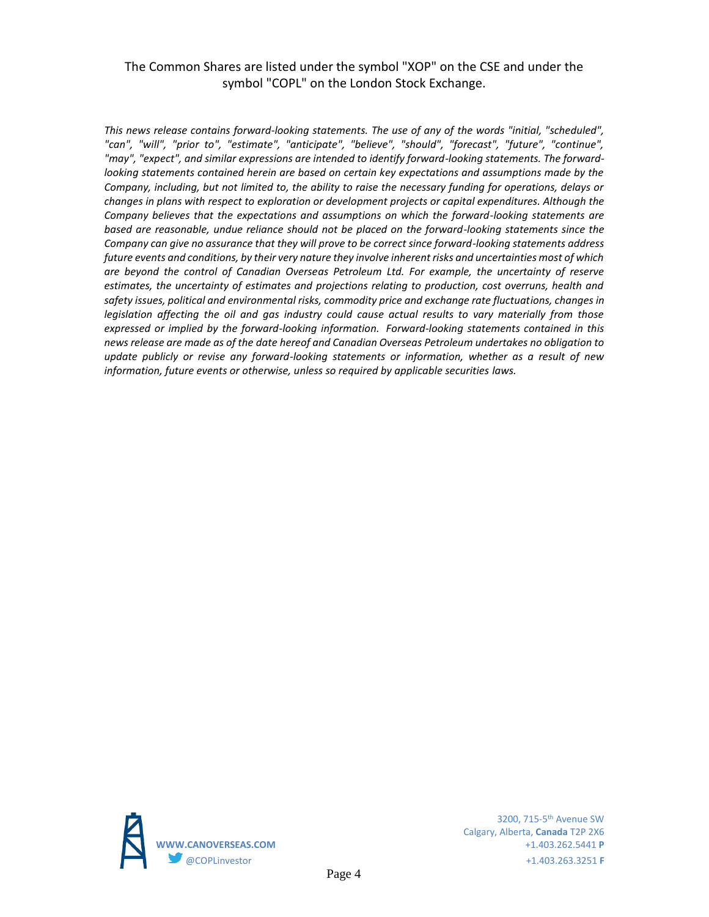The Common Shares are listed under the symbol "XOP" on the CSE and under the symbol "COPL" on the London Stock Exchange.

*This news release contains forward-looking statements. The use of any of the words "initial, "scheduled", "can", "will", "prior to", "estimate", "anticipate", "believe", "should", "forecast", "future", "continue", "may", "expect", and similar expressions are intended to identify forward-looking statements. The forward-looking statements contained herein are based on certain key expectations and assumptions made by the Company, including, but not limited to, the ability to raise the necessary funding for operations, delays or changes in plans with respect to exploration or development projects or capital expenditures. Although the Company believes that the expectations and assumptions on which the forward-looking statements are based are reasonable, undue reliance should not be placed on the forward-looking statements since the Company can give no assurance that they will prove to be correct since forward-looking statements address future events and conditions, by their very nature they involve inherent risks and uncertainties most of which are beyond the control of Canadian Overseas Petroleum Ltd. For example, the uncertainty of reserve estimates, the uncertainty of estimates and projections relating to production, cost overruns, health and safety issues, political and environmental risks, commodity price and exchange rate fluctuations, changes in legislation affecting the oil and gas industry could cause actual results to vary materially from those expressed or implied by the forward-looking information. Forward-looking statements contained in this news release are made as of the date hereof and Canadian Overseas Petroleum undertakes no obligation to update publicly or revise any forward-looking statements or information, whether as a result of new information, future events or otherwise, unless so required by applicable securities laws.*